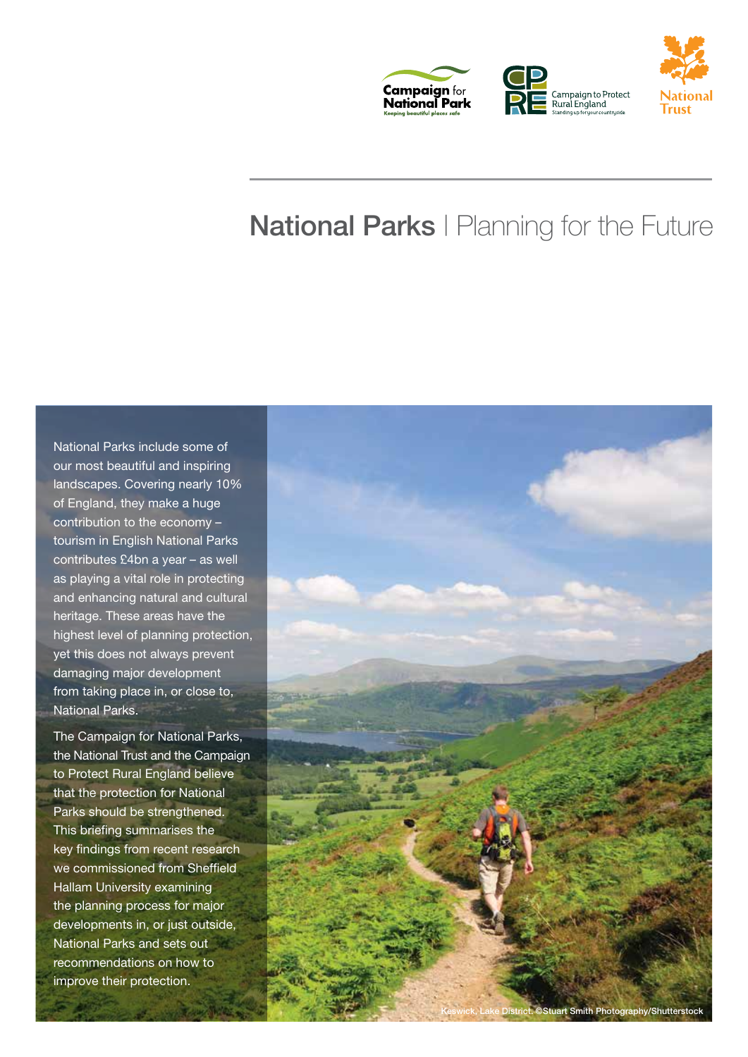Campaign for National Parks — Keeping beautiful places safe

Campaign to Protect Rural England — Standing up for your countryside

National Trust

# National Parks | Planning for the Future

National Parks include some of our most beautiful and inspiring landscapes. Covering nearly 10% of England, they make a huge contribution to the economy – tourism in English National Parks contributes £4bn a year – as well as playing a vital role in protecting and enhancing natural and cultural heritage. These areas have the highest level of planning protection, yet this does not always prevent damaging major development from taking place in, or close to, National Parks.

The Campaign for National Parks, the National Trust and the Campaign to Protect Rural England believe that the protection for National Parks should be strengthened. This briefing summarises the key findings from recent research we commissioned from Sheffield Hallam University examining the planning process for major developments in, or just outside, National Parks and sets out recommendations on how to improve their protection.

Keswick, Lake District. ©Stuart Smith Photography/Shutterstock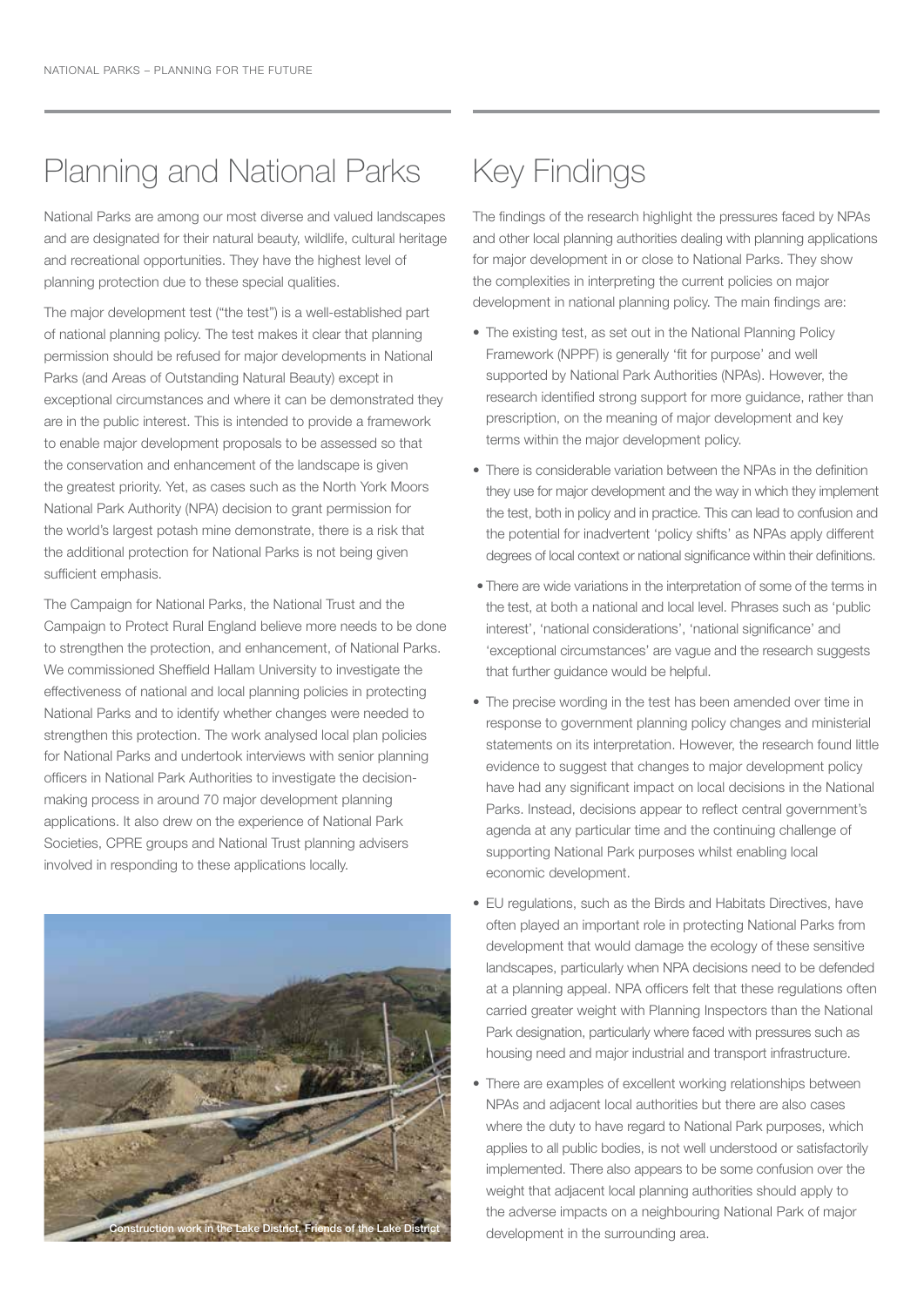# Planning and National Parks

National Parks are among our most diverse and valued landscapes and are designated for their natural beauty, wildlife, cultural heritage and recreational opportunities. They have the highest level of planning protection due to these special qualities.

The major development test ("the test") is a well-established part of national planning policy. The test makes it clear that planning permission should be refused for major developments in National Parks (and Areas of Outstanding Natural Beauty) except in exceptional circumstances and where it can be demonstrated they are in the public interest. This is intended to provide a framework to enable major development proposals to be assessed so that the conservation and enhancement of the landscape is given the greatest priority. Yet, as cases such as the North York Moors National Park Authority (NPA) decision to grant permission for the world's largest potash mine demonstrate, there is a risk that the additional protection for National Parks is not being given sufficient emphasis.

The Campaign for National Parks, the National Trust and the Campaign to Protect Rural England believe more needs to be done to strengthen the protection, and enhancement, of National Parks. We commissioned Sheffield Hallam University to investigate the effectiveness of national and local planning policies in protecting National Parks and to identify whether changes were needed to strengthen this protection. The work analysed local plan policies for National Parks and undertook interviews with senior planning officers in National Park Authorities to investigate the decision-making process in around 70 major development planning applications. It also drew on the experience of National Park Societies, CPRE groups and National Trust planning advisers involved in responding to these applications locally.

Construction work in the Lake District, Friends of the Lake District

# Key Findings

The findings of the research highlight the pressures faced by NPAs and other local planning authorities dealing with planning applications for major development in or close to National Parks. They show the complexities in interpreting the current policies on major development in national planning policy. The main findings are:

- The existing test, as set out in the National Planning Policy Framework (NPPF) is generally 'fit for purpose' and well supported by National Park Authorities (NPAs). However, the research identified strong support for more guidance, rather than prescription, on the meaning of major development and key terms within the major development policy.
- There is considerable variation between the NPAs in the definition they use for major development and the way in which they implement the test, both in policy and in practice. This can lead to confusion and the potential for inadvertent 'policy shifts' as NPAs apply different degrees of local context or national significance within their definitions.
- There are wide variations in the interpretation of some of the terms in the test, at both a national and local level. Phrases such as 'public interest', 'national considerations', 'national significance' and 'exceptional circumstances' are vague and the research suggests that further guidance would be helpful.
- The precise wording in the test has been amended over time in response to government planning policy changes and ministerial statements on its interpretation. However, the research found little evidence to suggest that changes to major development policy have had any significant impact on local decisions in the National Parks. Instead, decisions appear to reflect central government's agenda at any particular time and the continuing challenge of supporting National Park purposes whilst enabling local economic development.
- EU regulations, such as the Birds and Habitats Directives, have often played an important role in protecting National Parks from development that would damage the ecology of these sensitive landscapes, particularly when NPA decisions need to be defended at a planning appeal. NPA officers felt that these regulations often carried greater weight with Planning Inspectors than the National Park designation, particularly where faced with pressures such as housing need and major industrial and transport infrastructure.
- There are examples of excellent working relationships between NPAs and adjacent local authorities but there are also cases where the duty to have regard to National Park purposes, which applies to all public bodies, is not well understood or satisfactorily implemented. There also appears to be some confusion over the weight that adjacent local planning authorities should apply to the adverse impacts on a neighbouring National Park of major development in the surrounding area.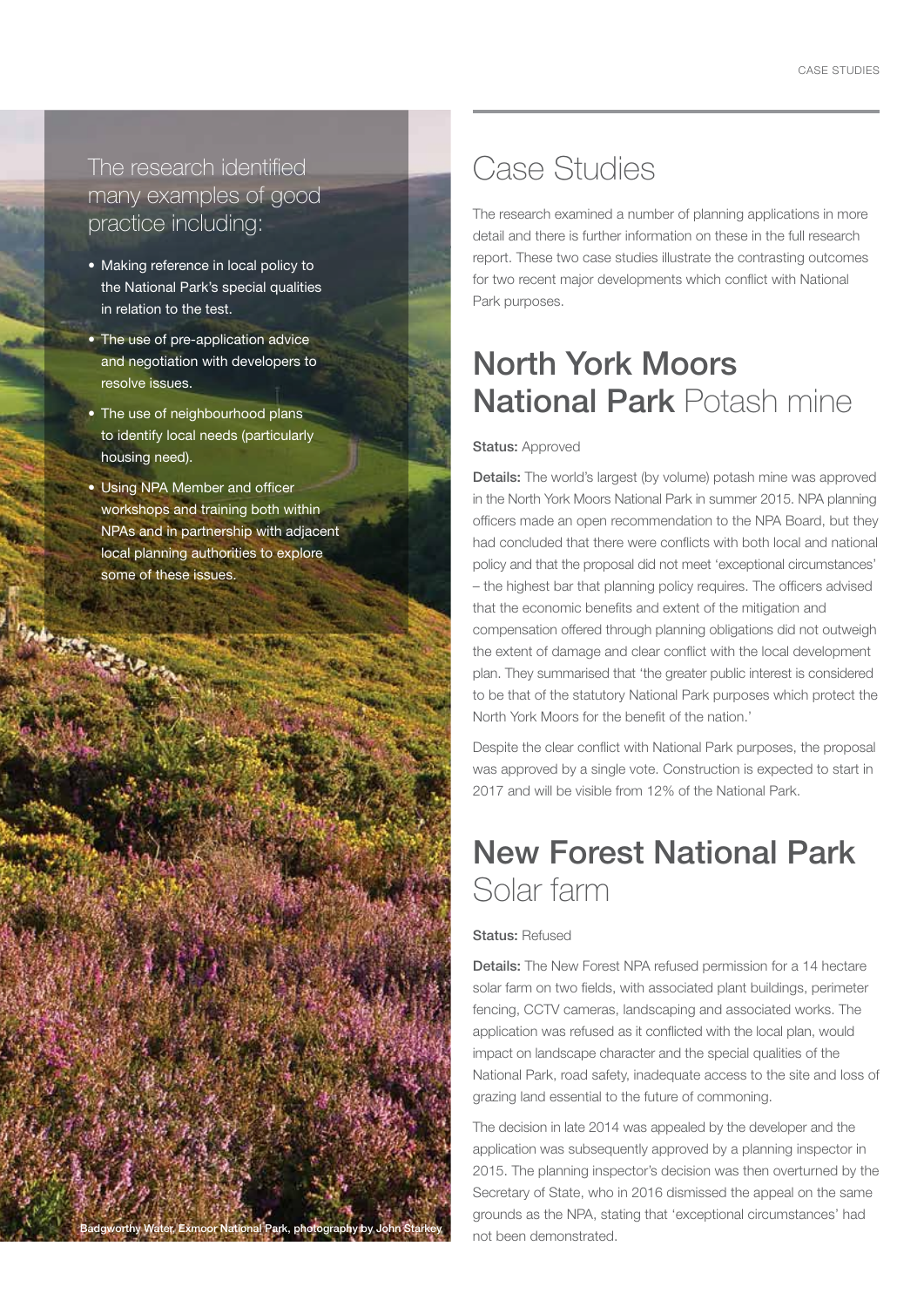The research identified many examples of good practice including:

- Making reference in local policy to the National Park's special qualities in relation to the test.
- The use of pre-application advice and negotiation with developers to resolve issues.
- The use of neighbourhood plans to identify local needs (particularly housing need).
- Using NPA Member and officer workshops and training both within NPAs and in partnership with adjacent local planning authorities to explore some of these issues.

Badgworthy Water, Exmoor National Park, photography by John Starkey

# Case Studies

The research examined a number of planning applications in more detail and there is further information on these in the full research report. These two case studies illustrate the contrasting outcomes for two recent major developments which conflict with National Park purposes.

## North York Moors National Park Potash mine

**Status:** Approved

**Details:** The world's largest (by volume) potash mine was approved in the North York Moors National Park in summer 2015. NPA planning officers made an open recommendation to the NPA Board, but they had concluded that there were conflicts with both local and national policy and that the proposal did not meet 'exceptional circumstances' – the highest bar that planning policy requires. The officers advised that the economic benefits and extent of the mitigation and compensation offered through planning obligations did not outweigh the extent of damage and clear conflict with the local development plan. They summarised that 'the greater public interest is considered to be that of the statutory National Park purposes which protect the North York Moors for the benefit of the nation.'

Despite the clear conflict with National Park purposes, the proposal was approved by a single vote. Construction is expected to start in 2017 and will be visible from 12% of the National Park.

## New Forest National Park Solar farm

**Status:** Refused

**Details:** The New Forest NPA refused permission for a 14 hectare solar farm on two fields, with associated plant buildings, perimeter fencing, CCTV cameras, landscaping and associated works. The application was refused as it conflicted with the local plan, would impact on landscape character and the special qualities of the National Park, road safety, inadequate access to the site and loss of grazing land essential to the future of commoning.

The decision in late 2014 was appealed by the developer and the application was subsequently approved by a planning inspector in 2015. The planning inspector's decision was then overturned by the Secretary of State, who in 2016 dismissed the appeal on the same grounds as the NPA, stating that 'exceptional circumstances' had not been demonstrated.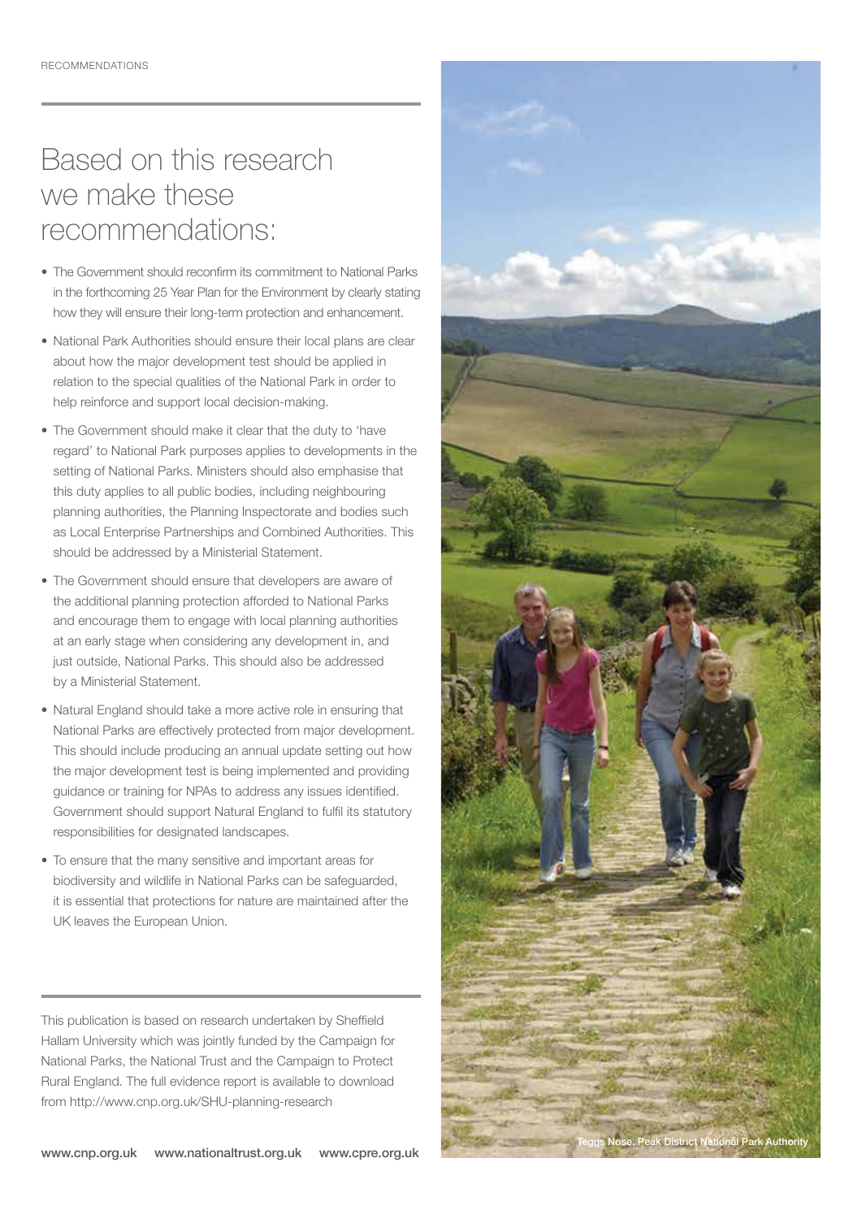RECOMMENDATIONS

# Based on this research we make these recommendations:

- The Government should reconfirm its commitment to National Parks in the forthcoming 25 Year Plan for the Environment by clearly stating how they will ensure their long-term protection and enhancement.
- National Park Authorities should ensure their local plans are clear about how the major development test should be applied in relation to the special qualities of the National Park in order to help reinforce and support local decision-making.
- The Government should make it clear that the duty to 'have regard' to National Park purposes applies to developments in the setting of National Parks. Ministers should also emphasise that this duty applies to all public bodies, including neighbouring planning authorities, the Planning Inspectorate and bodies such as Local Enterprise Partnerships and Combined Authorities. This should be addressed by a Ministerial Statement.
- The Government should ensure that developers are aware of the additional planning protection afforded to National Parks and encourage them to engage with local planning authorities at an early stage when considering any development in, and just outside, National Parks. This should also be addressed by a Ministerial Statement.
- Natural England should take a more active role in ensuring that National Parks are effectively protected from major development. This should include producing an annual update setting out how the major development test is being implemented and providing guidance or training for NPAs to address any issues identified. Government should support Natural England to fulfil its statutory responsibilities for designated landscapes.
- To ensure that the many sensitive and important areas for biodiversity and wildlife in National Parks can be safeguarded, it is essential that protections for nature are maintained after the UK leaves the European Union.

This publication is based on research undertaken by Sheffield Hallam University which was jointly funded by the Campaign for National Parks, the National Trust and the Campaign to Protect Rural England. The full evidence report is available to download from http://www.cnp.org.uk/SHU-planning-research

Teggs Nose, Peak District National Park Authority

www.cnp.org.uk www.nationaltrust.org.uk www.cpre.org.uk